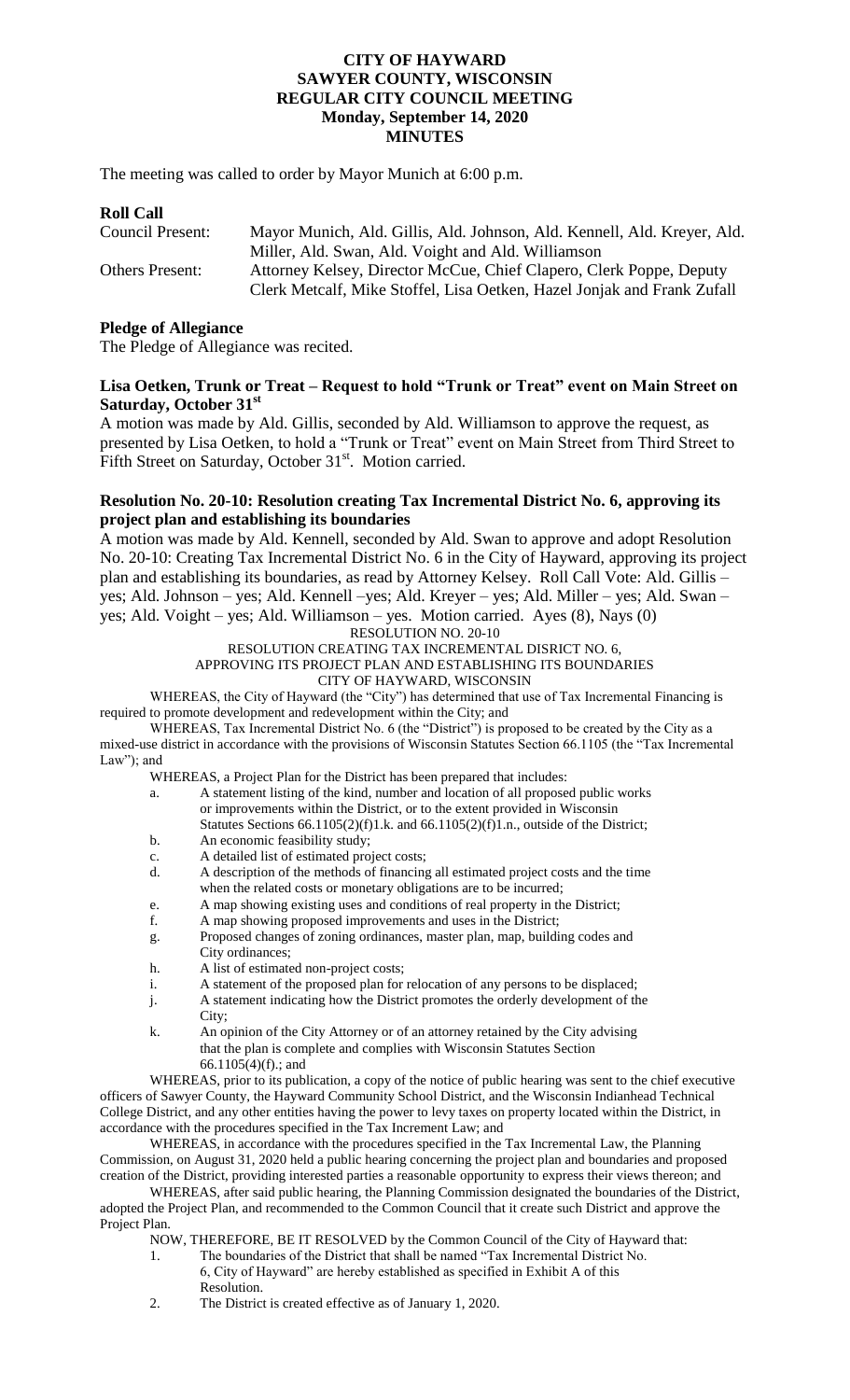# CITY OF HAYWARD
# SAWYER COUNTY, WISCONSIN
## REGULAR CITY COUNCIL MEETING
## Monday, September 14, 2020
## MINUTES

The meeting was called to order by Mayor Munich at 6:00 p.m.

**Roll Call**

Council Present: Mayor Munich, Ald. Gillis, Ald. Johnson, Ald. Kennell, Ald. Kreyer, Ald. Miller, Ald. Swan, Ald. Voight and Ald. Williamson

Others Present: Attorney Kelsey, Director McCue, Chief Clapero, Clerk Poppe, Deputy Clerk Metcalf, Mike Stoffel, Lisa Oetken, Hazel Jonjak and Frank Zufall

**Pledge of Allegiance**

The Pledge of Allegiance was recited.

**Lisa Oetken, Trunk or Treat – Request to hold "Trunk or Treat" event on Main Street on Saturday, October 31st**

A motion was made by Ald. Gillis, seconded by Ald. Williamson to approve the request, as presented by Lisa Oetken, to hold a "Trunk or Treat" event on Main Street from Third Street to Fifth Street on Saturday, October 31st. Motion carried.

**Resolution No. 20-10: Resolution creating Tax Incremental District No. 6, approving its project plan and establishing its boundaries**

A motion was made by Ald. Kennell, seconded by Ald. Swan to approve and adopt Resolution No. 20-10: Creating Tax Incremental District No. 6 in the City of Hayward, approving its project plan and establishing its boundaries, as read by Attorney Kelsey. Roll Call Vote: Ald. Gillis – yes; Ald. Johnson – yes; Ald. Kennell –yes; Ald. Kreyer – yes; Ald. Miller – yes; Ald. Swan – yes; Ald. Voight – yes; Ald. Williamson – yes. Motion carried. Ayes (8), Nays (0)

RESOLUTION NO. 20-10
RESOLUTION CREATING TAX INCREMENTAL DISRICT NO. 6,
APPROVING ITS PROJECT PLAN AND ESTABLISHING ITS BOUNDARIES
CITY OF HAYWARD, WISCONSIN

WHEREAS, the City of Hayward (the "City") has determined that use of Tax Incremental Financing is required to promote development and redevelopment within the City; and

WHEREAS, Tax Incremental District No. 6 (the "District") is proposed to be created by the City as a mixed-use district in accordance with the provisions of Wisconsin Statutes Section 66.1105 (the "Tax Incremental Law"); and

WHEREAS, a Project Plan for the District has been prepared that includes:

a. A statement listing of the kind, number and location of all proposed public works or improvements within the District, or to the extent provided in Wisconsin Statutes Sections 66.1105(2)(f)1.k. and 66.1105(2)(f)1.n., outside of the District;
b. An economic feasibility study;
c. A detailed list of estimated project costs;
d. A description of the methods of financing all estimated project costs and the time when the related costs or monetary obligations are to be incurred;
e. A map showing existing uses and conditions of real property in the District;
f. A map showing proposed improvements and uses in the District;
g. Proposed changes of zoning ordinances, master plan, map, building codes and City ordinances;
h. A list of estimated non-project costs;
i. A statement of the proposed plan for relocation of any persons to be displaced;
j. A statement indicating how the District promotes the orderly development of the City;
k. An opinion of the City Attorney or of an attorney retained by the City advising that the plan is complete and complies with Wisconsin Statutes Section 66.1105(4)(f).; and

WHEREAS, prior to its publication, a copy of the notice of public hearing was sent to the chief executive officers of Sawyer County, the Hayward Community School District, and the Wisconsin Indianhead Technical College District, and any other entities having the power to levy taxes on property located within the District, in accordance with the procedures specified in the Tax Increment Law; and

WHEREAS, in accordance with the procedures specified in the Tax Incremental Law, the Planning Commission, on August 31, 2020 held a public hearing concerning the project plan and boundaries and proposed creation of the District, providing interested parties a reasonable opportunity to express their views thereon; and

WHEREAS, after said public hearing, the Planning Commission designated the boundaries of the District, adopted the Project Plan, and recommended to the Common Council that it create such District and approve the Project Plan.

NOW, THEREFORE, BE IT RESOLVED by the Common Council of the City of Hayward that:

1. The boundaries of the District that shall be named "Tax Incremental District No. 6, City of Hayward" are hereby established as specified in Exhibit A of this Resolution.
2. The District is created effective as of January 1, 2020.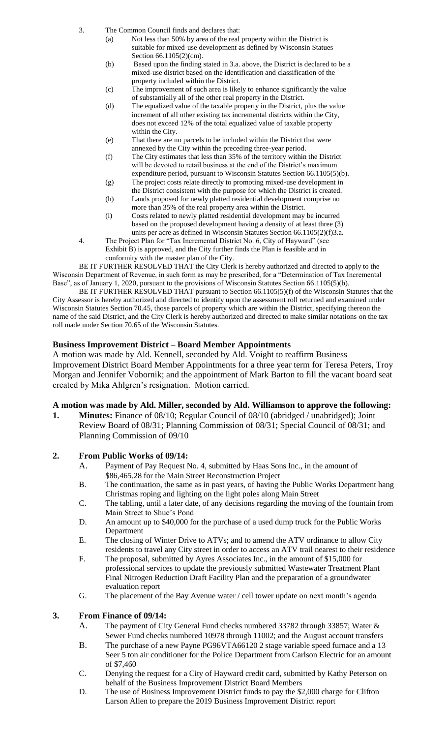3. The Common Council finds and declares that:
   - (a) Not less than 50% by area of the real property within the District is suitable for mixed-use development as defined by Wisconsin Statues Section 66.1105(2)(cm).
   - (b) Based upon the finding stated in 3.a. above, the District is declared to be a mixed-use district based on the identification and classification of the property included within the District.
   - (c) The improvement of such area is likely to enhance significantly the value of substantially all of the other real property in the District.
   - (d) The equalized value of the taxable property in the District, plus the value increment of all other existing tax incremental districts within the City, does not exceed 12% of the total equalized value of taxable property within the City.
   - (e) That there are no parcels to be included within the District that were annexed by the City within the preceding three-year period.
   - (f) The City estimates that less than 35% of the territory within the District will be devoted to retail business at the end of the District's maximum expenditure period, pursuant to Wisconsin Statutes Section 66.1105(5)(b).
   - (g) The project costs relate directly to promoting mixed-use development in the District consistent with the purpose for which the District is created.
   - (h) Lands proposed for newly platted residential development comprise no more than 35% of the real property area within the District.
   - (i) Costs related to newly platted residential development may be incurred based on the proposed development having a density of at least three (3) units per acre as defined in Wisconsin Statutes Section 66.1105(2)(f)3.a.
4. The Project Plan for "Tax Incremental District No. 6, City of Hayward" (see Exhibit B) is approved, and the City further finds the Plan is feasible and in conformity with the master plan of the City.

BE IT FURTHER RESOLVED THAT the City Clerk is hereby authorized and directed to apply to the Wisconsin Department of Revenue, in such form as may be prescribed, for a "Determination of Tax Incremental Base", as of January 1, 2020, pursuant to the provisions of Wisconsin Statutes Section 66.1105(5)(b).

BE IT FURTHER RESOLVED THAT pursuant to Section 66.1105(5)(f) of the Wisconsin Statutes that the City Assessor is hereby authorized and directed to identify upon the assessment roll returned and examined under Wisconsin Statutes Section 70.45, those parcels of property which are within the District, specifying thereon the name of the said District, and the City Clerk is hereby authorized and directed to make similar notations on the tax roll made under Section 70.65 of the Wisconsin Statutes.

**Business Improvement District – Board Member Appointments**

A motion was made by Ald. Kennell, seconded by Ald. Voight to reaffirm Business Improvement District Board Member Appointments for a three year term for Teresa Peters, Troy Morgan and Jennifer Vobornik; and the appointment of Mark Barton to fill the vacant board seat created by Mika Ahlgren's resignation. Motion carried.

**A motion was made by Ald. Miller, seconded by Ald. Williamson to approve the following:**

1. **Minutes:** Finance of 08/10; Regular Council of 08/10 (abridged / unabridged); Joint Review Board of 08/31; Planning Commission of 08/31; Special Council of 08/31; and Planning Commission of 09/10

2. **From Public Works of 09/14:**
   - A. Payment of Pay Request No. 4, submitted by Haas Sons Inc., in the amount of \$86,465.28 for the Main Street Reconstruction Project
   - B. The continuation, the same as in past years, of having the Public Works Department hang Christmas roping and lighting on the light poles along Main Street
   - C. The tabling, until a later date, of any decisions regarding the moving of the fountain from Main Street to Shue's Pond
   - D. An amount up to \$40,000 for the purchase of a used dump truck for the Public Works Department
   - E. The closing of Winter Drive to ATVs; and to amend the ATV ordinance to allow City residents to travel any City street in order to access an ATV trail nearest to their residence
   - F. The proposal, submitted by Ayres Associates Inc., in the amount of \$15,000 for professional services to update the previously submitted Wastewater Treatment Plant Final Nitrogen Reduction Draft Facility Plan and the preparation of a groundwater evaluation report
   - G. The placement of the Bay Avenue water / cell tower update on next month's agenda

3. **From Finance of 09/14:**
   - A. The payment of City General Fund checks numbered 33782 through 33857; Water & Sewer Fund checks numbered 10978 through 11002; and the August account transfers
   - B. The purchase of a new Payne PG96VTA66120 2 stage variable speed furnace and a 13 Seer 5 ton air conditioner for the Police Department from Carlson Electric for an amount of \$7,460
   - C. Denying the request for a City of Hayward credit card, submitted by Kathy Peterson on behalf of the Business Improvement District Board Members
   - D. The use of Business Improvement District funds to pay the \$2,000 charge for Clifton Larson Allen to prepare the 2019 Business Improvement District report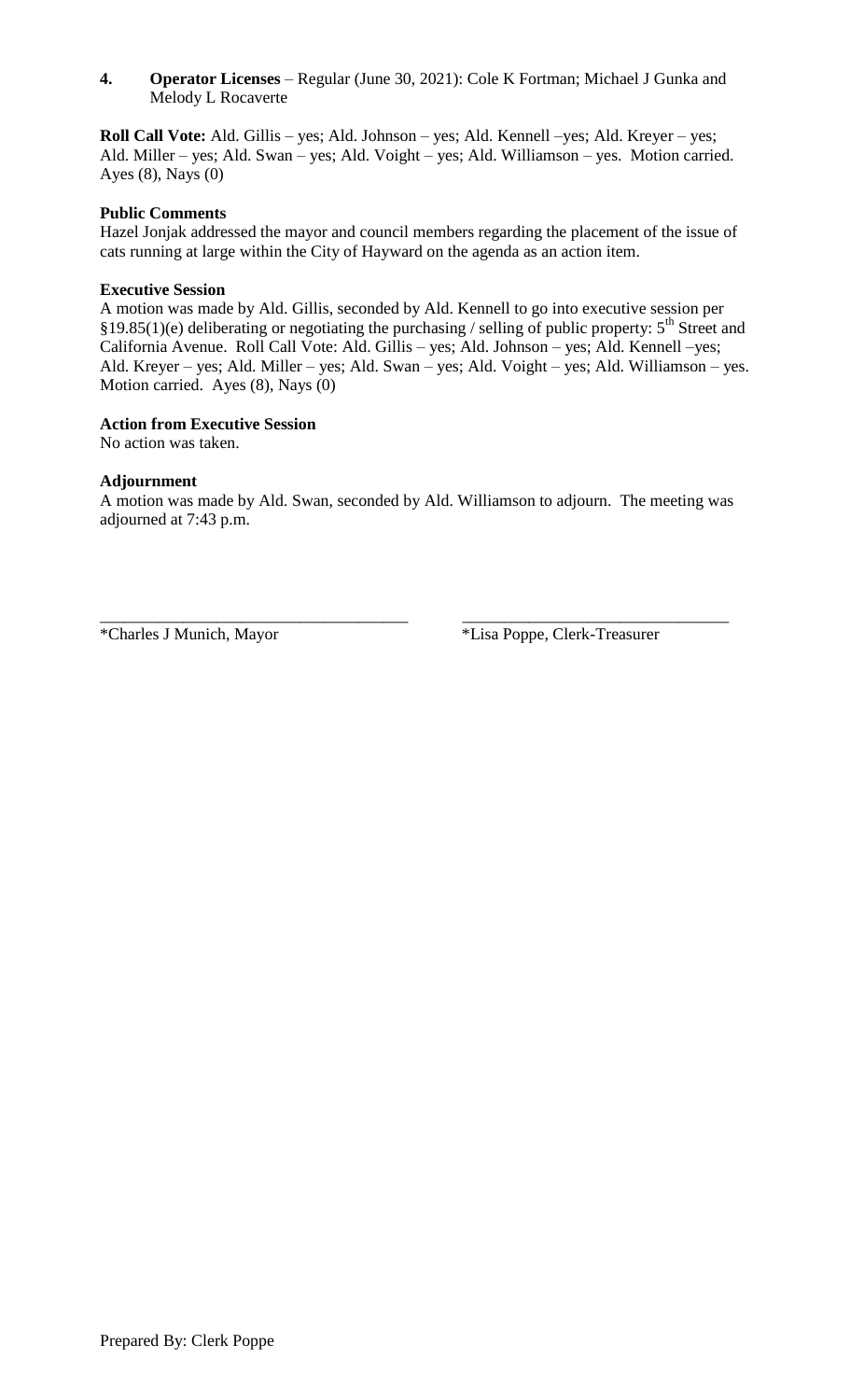**4. Operator Licenses** – Regular (June 30, 2021): Cole K Fortman; Michael J Gunka and Melody L Rocaverte

**Roll Call Vote:** Ald. Gillis – yes; Ald. Johnson – yes; Ald. Kennell –yes; Ald. Kreyer – yes; Ald. Miller – yes; Ald. Swan – yes; Ald. Voight – yes; Ald. Williamson – yes. Motion carried. Ayes (8), Nays (0)

**Public Comments**

Hazel Jonjak addressed the mayor and council members regarding the placement of the issue of cats running at large within the City of Hayward on the agenda as an action item.

**Executive Session**

A motion was made by Ald. Gillis, seconded by Ald. Kennell to go into executive session per §19.85(1)(e) deliberating or negotiating the purchasing / selling of public property: 5th Street and California Avenue. Roll Call Vote: Ald. Gillis – yes; Ald. Johnson – yes; Ald. Kennell –yes; Ald. Kreyer – yes; Ald. Miller – yes; Ald. Swan – yes; Ald. Voight – yes; Ald. Williamson – yes. Motion carried. Ayes (8), Nays (0)

**Action from Executive Session**

No action was taken.

**Adjournment**

A motion was made by Ald. Swan, seconded by Ald. Williamson to adjourn. The meeting was adjourned at 7:43 p.m.

_________________________________ _________________________________

*Charles J Munich, Mayor *Lisa Poppe, Clerk-Treasurer

Prepared By: Clerk Poppe